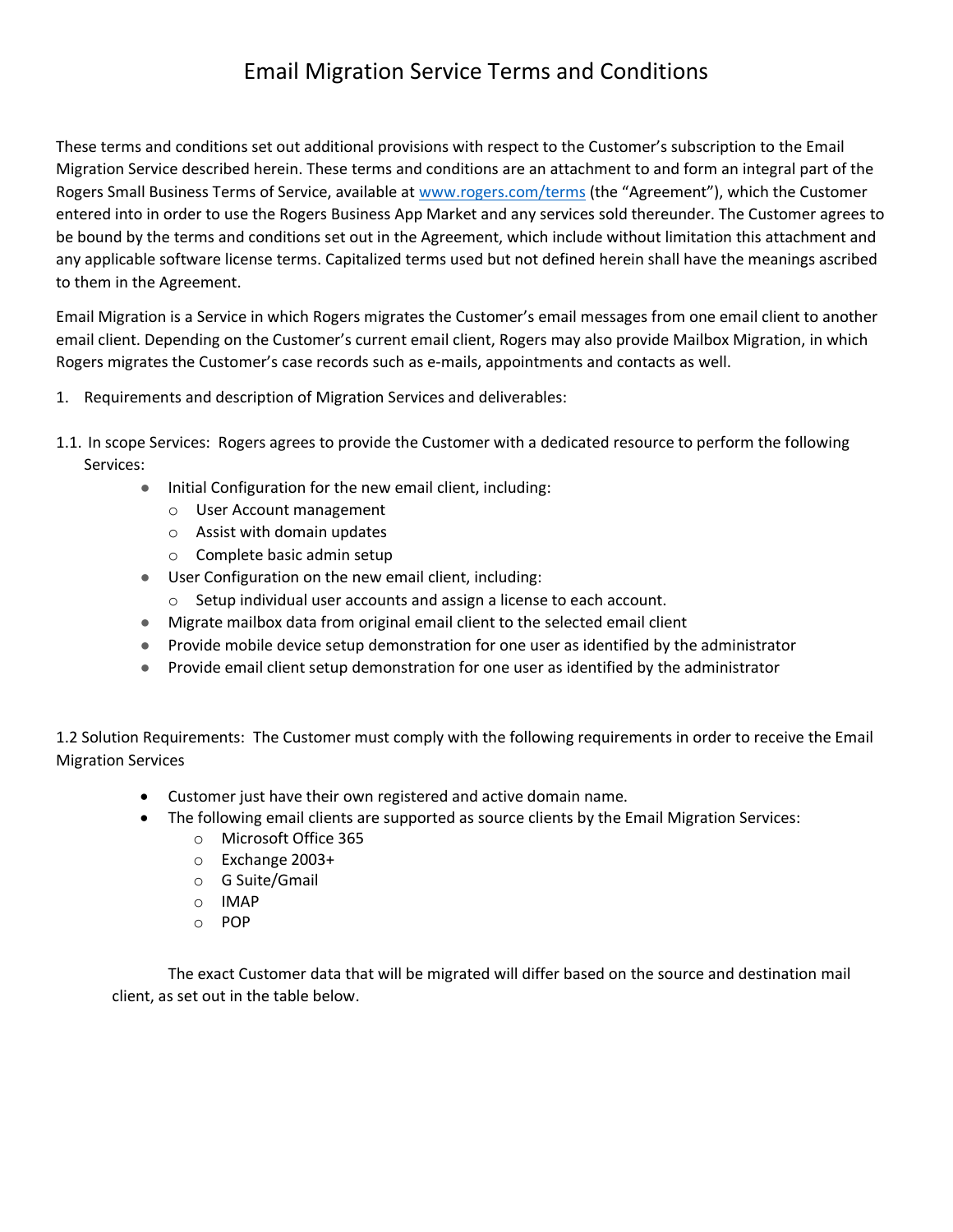# Email Migration Service Terms and Conditions

These terms and conditions set out additional provisions with respect to the Customer's subscription to the Email Migration Service described herein. These terms and conditions are an attachment to and form an integral part of the Rogers Small Business Terms of Service, available at [www.rogers.com/terms](www.rogers.com/terms) (the "Agreement"), which the Customer entered into in order to use the Rogers Business App Market and any services sold thereunder. The Customer agrees to be bound by the terms and conditions set out in the Agreement, which include without limitation this attachment and any applicable software license terms. Capitalized terms used but not defined herein shall have the meanings ascribed to them in the Agreement.

Email Migration is a Service in which Rogers migrates the Customer's email messages from one email client to another email client. Depending on the Customer's current email client, Rogers may also provide Mailbox Migration, in which Rogers migrates the Customer's case records such as e-mails, appointments and contacts as well.

1. Requirements and description of Migration Services and deliverables:

1.1. In scope Services: Rogers agrees to provide the Customer with a dedicated resource to perform the following Services:

- Initial Configuration for the new email client, including:
  - User Account management
  - Assist with domain updates
  - Complete basic admin setup
- User Configuration on the new email client, including:
  - Setup individual user accounts and assign a license to each account.
- Migrate mailbox data from original email client to the selected email client
- Provide mobile device setup demonstration for one user as identified by the administrator
- Provide email client setup demonstration for one user as identified by the administrator

1.2 Solution Requirements: The Customer must comply with the following requirements in order to receive the Email Migration Services

- Customer just have their own registered and active domain name.
- The following email clients are supported as source clients by the Email Migration Services:
  - Microsoft Office 365
  - Exchange 2003+
  - G Suite/Gmail
  - IMAP
  - POP

The exact Customer data that will be migrated will differ based on the source and destination mail client, as set out in the table below.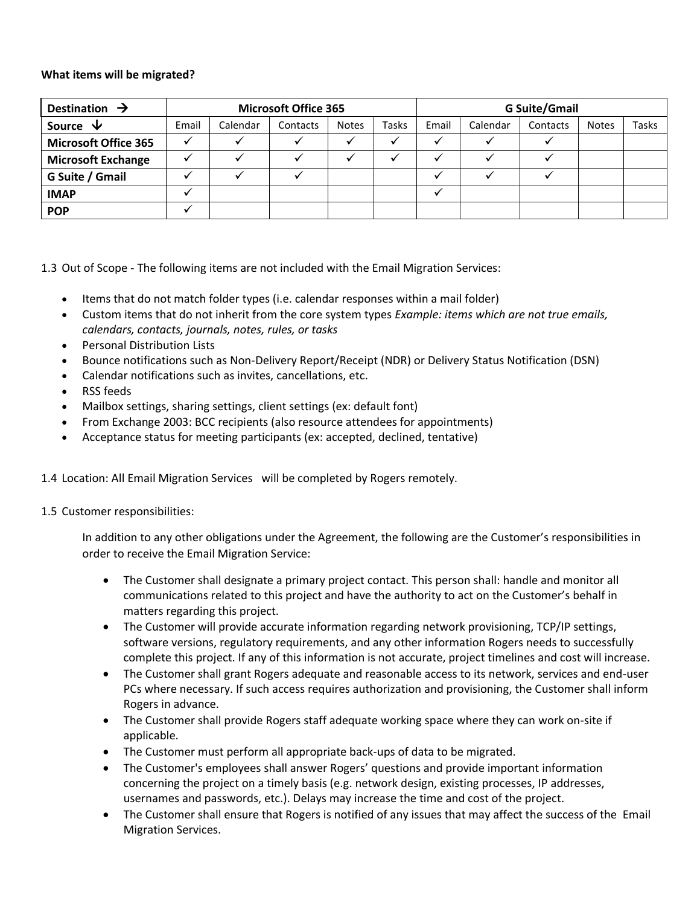**What items will be migrated?**

| Destination → | Microsoft Office 365 | | | | | G Suite/Gmail | | | | |
|---|---|---|---|---|---|---|---|---|---|---|
| **Source ↓** | Email | Calendar | Contacts | Notes | Tasks | Email | Calendar | Contacts | Notes | Tasks |
| **Microsoft Office 365** | ✓ | ✓ | ✓ | ✓ | ✓ | ✓ | ✓ | ✓ | | |
| **Microsoft Exchange** | ✓ | ✓ | ✓ | ✓ | ✓ | ✓ | ✓ | ✓ | | |
| **G Suite / Gmail** | ✓ | ✓ | ✓ | | | ✓ | ✓ | ✓ | | |
| **IMAP** | ✓ | | | | | ✓ | | | | |
| **POP** | ✓ | | | | | | | | | |

1.3 Out of Scope - The following items are not included with the Email Migration Services:

- Items that do not match folder types (i.e. calendar responses within a mail folder)
- Custom items that do not inherit from the core system types *Example: items which are not true emails, calendars, contacts, journals, notes, rules, or tasks*
- Personal Distribution Lists
- Bounce notifications such as Non-Delivery Report/Receipt (NDR) or Delivery Status Notification (DSN)
- Calendar notifications such as invites, cancellations, etc.
- RSS feeds
- Mailbox settings, sharing settings, client settings (ex: default font)
- From Exchange 2003: BCC recipients (also resource attendees for appointments)
- Acceptance status for meeting participants (ex: accepted, declined, tentative)

1.4 Location: All Email Migration Services will be completed by Rogers remotely.

1.5 Customer responsibilities:

In addition to any other obligations under the Agreement, the following are the Customer's responsibilities in order to receive the Email Migration Service:

- The Customer shall designate a primary project contact. This person shall: handle and monitor all communications related to this project and have the authority to act on the Customer's behalf in matters regarding this project.
- The Customer will provide accurate information regarding network provisioning, TCP/IP settings, software versions, regulatory requirements, and any other information Rogers needs to successfully complete this project. If any of this information is not accurate, project timelines and cost will increase.
- The Customer shall grant Rogers adequate and reasonable access to its network, services and end-user PCs where necessary. If such access requires authorization and provisioning, the Customer shall inform Rogers in advance.
- The Customer shall provide Rogers staff adequate working space where they can work on-site if applicable.
- The Customer must perform all appropriate back-ups of data to be migrated.
- The Customer's employees shall answer Rogers' questions and provide important information concerning the project on a timely basis (e.g. network design, existing processes, IP addresses, usernames and passwords, etc.). Delays may increase the time and cost of the project.
- The Customer shall ensure that Rogers is notified of any issues that may affect the success of the Email Migration Services.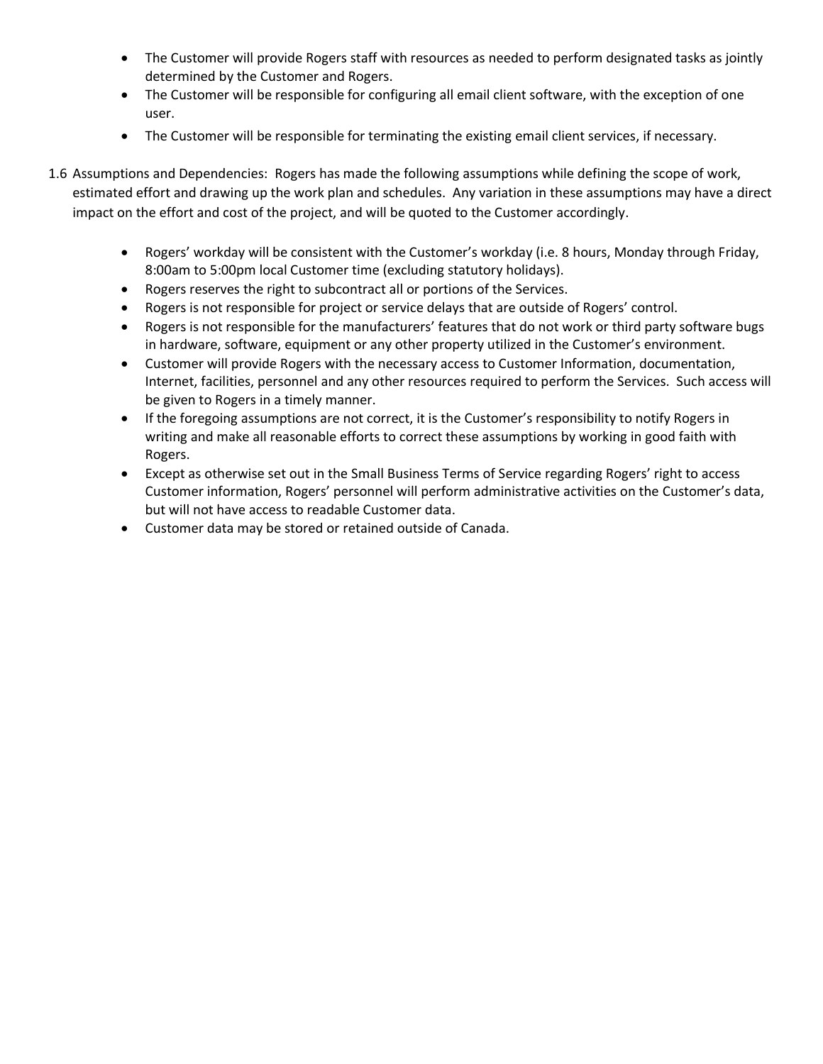- The Customer will provide Rogers staff with resources as needed to perform designated tasks as jointly determined by the Customer and Rogers.
- The Customer will be responsible for configuring all email client software, with the exception of one user.
- The Customer will be responsible for terminating the existing email client services, if necessary.

1.6 Assumptions and Dependencies: Rogers has made the following assumptions while defining the scope of work, estimated effort and drawing up the work plan and schedules. Any variation in these assumptions may have a direct impact on the effort and cost of the project, and will be quoted to the Customer accordingly.

- Rogers' workday will be consistent with the Customer's workday (i.e. 8 hours, Monday through Friday, 8:00am to 5:00pm local Customer time (excluding statutory holidays).
- Rogers reserves the right to subcontract all or portions of the Services.
- Rogers is not responsible for project or service delays that are outside of Rogers' control.
- Rogers is not responsible for the manufacturers' features that do not work or third party software bugs in hardware, software, equipment or any other property utilized in the Customer's environment.
- Customer will provide Rogers with the necessary access to Customer Information, documentation, Internet, facilities, personnel and any other resources required to perform the Services. Such access will be given to Rogers in a timely manner.
- If the foregoing assumptions are not correct, it is the Customer's responsibility to notify Rogers in writing and make all reasonable efforts to correct these assumptions by working in good faith with Rogers.
- Except as otherwise set out in the Small Business Terms of Service regarding Rogers' right to access Customer information, Rogers' personnel will perform administrative activities on the Customer's data, but will not have access to readable Customer data.
- Customer data may be stored or retained outside of Canada.